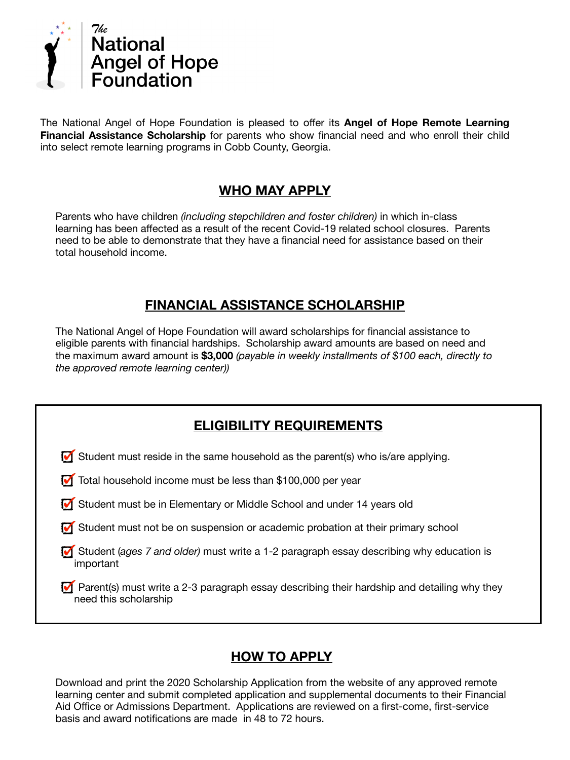# The National Angel of Hope Foundation

The National Angel of Hope Foundation is pleased to offer its **Angel of Hope Remote Learning Financial Assistance Scholarship** for parents who show financial need and who enroll their child into select remote learning programs in Cobb County, Georgia.

## WHO MAY APPLY

Parents who have children *(including stepchildren and foster children)* in which in-class learning has been affected as a result of the recent Covid-19 related school closures. Parents need to be able to demonstrate that they have a financial need for assistance based on their total household income.

## FINANCIAL ASSISTANCE SCHOLARSHIP

The National Angel of Hope Foundation will award scholarships for financial assistance to eligible parents with financial hardships. Scholarship award amounts are based on need and the maximum award amount is **$3,000** *(payable in weekly installments of $100 each, directly to the approved remote learning center))*

## ELIGIBILITY REQUIREMENTS

- ☑ Student must reside in the same household as the parent(s) who is/are applying.
- ☑ Total household income must be less than $100,000 per year
- ☑ Student must be in Elementary or Middle School and under 14 years old
- ☑ Student must not be on suspension or academic probation at their primary school
- ☑ Student *(ages 7 and older)* must write a 1-2 paragraph essay describing why education is important
- ☑ Parent(s) must write a 2-3 paragraph essay describing their hardship and detailing why they need this scholarship

## HOW TO APPLY

Download and print the 2020 Scholarship Application from the website of any approved remote learning center and submit completed application and supplemental documents to their Financial Aid Office or Admissions Department. Applications are reviewed on a first-come, first-service basis and award notifications are made in 48 to 72 hours.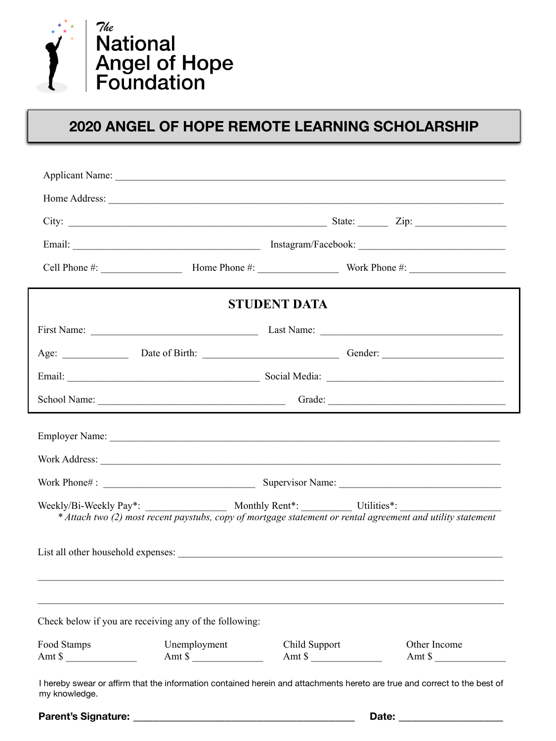The National Angel of Hope Foundation

# 2020 ANGEL OF HOPE REMOTE LEARNING SCHOLARSHIP

Applicant Name: ______________________________________________

Home Address: ______________________________________________

City: ______________________________ State: ______ Zip: ________________

Email: ________________________ Instagram/Facebook: ________________________

Cell Phone #: ______________ Home Phone #: ______________ Work Phone #: ______________

## STUDENT DATA

First Name: ______________________ Last Name: ______________________

Age: __________ Date of Birth: ____________________ Gender: ________________

Email: ________________________ Social Media: ________________________

School Name: ________________________ Grade: ________________________

Employer Name: ______________________________________________

Work Address: ______________________________________________

Work Phone# : ____________________ Supervisor Name: ____________________

Weekly/Bi-Weekly Pay*: ______________ Monthly Rent*: __________ Utilities*: ________________

*\* Attach two (2) most recent paystubs, copy of mortgage statement or rental agreement and utility statement*

List all other household expenses: ______________________________________________

______________________________________________

______________________________________________

Check below if you are receiving any of the following:

Food Stamps
Amt $ ____________

Unemployment
Amt $ ____________

Child Support
Amt $ ____________

Other Income
Amt $ ____________

I hereby swear or affirm that the information contained herein and attachments hereto are true and correct to the best of my knowledge.

**Parent's Signature:** ______________________________ **Date:** ________________